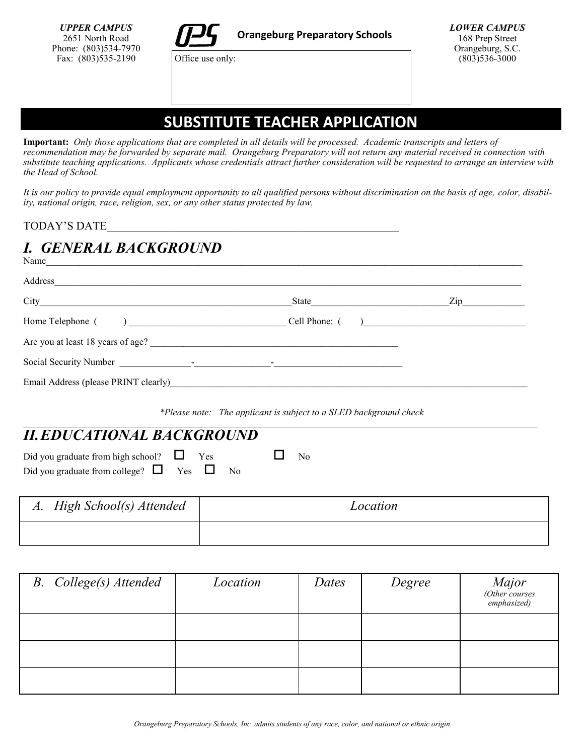**UPPER CAMPUS**
2651 North Road
Phone: (803)534-7970
Fax: (803)535-2190

**OPS** **Orangeburg Preparatory Schools**

Office use only:

**LOWER CAMPUS**
168 Prep Street
Orangeburg, S.C.
(803)536-3000

# SUBSTITUTE TEACHER APPLICATION

**Important:** *Only those applications that are completed in all details will be processed. Academic transcripts and letters of recommendation may be forwarded by separate mail. Orangeburg Preparatory will not return any material received in connection with substitute teaching applications. Applicants whose credentials attract further consideration will be requested to arrange an interview with the Head of School.*

*It is our policy to provide equal employment opportunity to all qualified persons without discrimination on the basis of age, color, disability, national origin, race, religion, sex, or any other status protected by law.*

TODAY'S DATE______________________________________________________

## I. GENERAL BACKGROUND

Name_____________________________________________________________________________________________

Address___________________________________________________________________________________________

City_____________________________________________State____________________________Zip____________

Home Telephone ( ) _________________________________ Cell Phone: ( )_________________________________

Are you at least 18 years of age? ____________________________________________________

Social Security Number _______________-_______________-__________________________

Email Address (please PRINT clearly)_____________________________________________________________________

*\*Please note: The applicant is subject to a SLED background check*

## II. EDUCATIONAL BACKGROUND

Did you graduate from high school? ☐ Yes ☐ No
Did you graduate from college? ☐ Yes ☐ No

| *A. High School(s) Attended* | *Location* |
|---|---|
| | |

| *B. College(s) Attended* | *Location* | *Dates* | *Degree* | *Major* *(Other courses emphasized)* |
|---|---|---|---|---|
| | | | | |
| | | | | |
| | | | | |

*Orangeburg Preparatory Schools, Inc. admits students of any race, color, and national or ethnic origin.*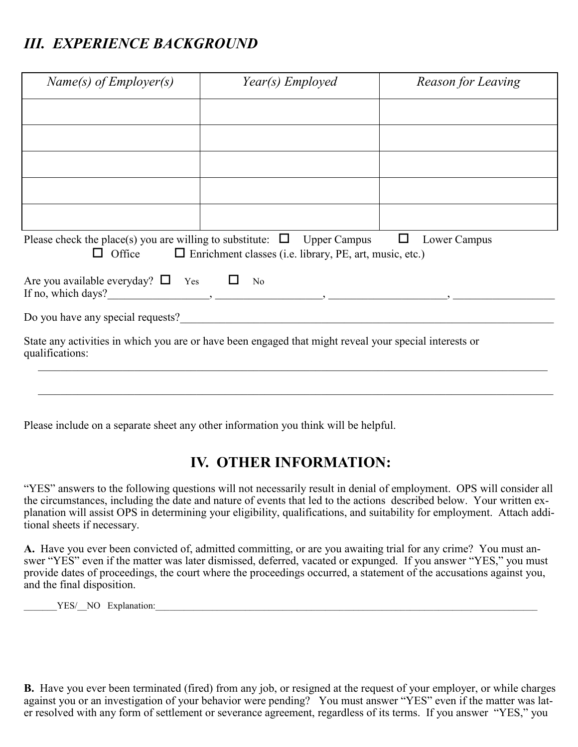## *III. EXPERIENCE BACKGROUND*

| *Name(s) of Employer(s)* | *Year(s) Employed* | *Reason for Leaving* |
|---|---|---|
| | | |
| | | |
| | | |
| | | |
| | | |

Please check the place(s) you are willing to substitute: ☐ Upper Campus ☐ Lower Campus
☐ Office ☐ Enrichment classes (i.e. library, PE, art, music, etc.)

Are you available everyday? ☐ Yes ☐ No
If no, which days?__________________, ___________________, _____________________, __________________

Do you have any special requests?_____________________________________________________________________

State any activities in which you are or have been engaged that might reveal your special interests or qualifications:

______________________________________________________________________________________________

______________________________________________________________________________________________

Please include on a separate sheet any other information you think will be helpful.

## IV. OTHER INFORMATION:

"YES" answers to the following questions will not necessarily result in denial of employment. OPS will consider all the circumstances, including the date and nature of events that led to the actions described below. Your written explanation will assist OPS in determining your eligibility, qualifications, and suitability for employment. Attach additional sheets if necessary.

**A.** Have you ever been convicted of, admitted committing, or are you awaiting trial for any crime? You must answer "YES" even if the matter was later dismissed, deferred, vacated or expunged. If you answer "YES," you must provide dates of proceedings, the court where the proceedings occurred, a statement of the accusations against you, and the final disposition.

_______YES/__NO Explanation:_________________________________________________________________________________

**B.** Have you ever been terminated (fired) from any job, or resigned at the request of your employer, or while charges against you or an investigation of your behavior were pending? You must answer "YES" even if the matter was later resolved with any form of settlement or severance agreement, regardless of its terms. If you answer "YES," you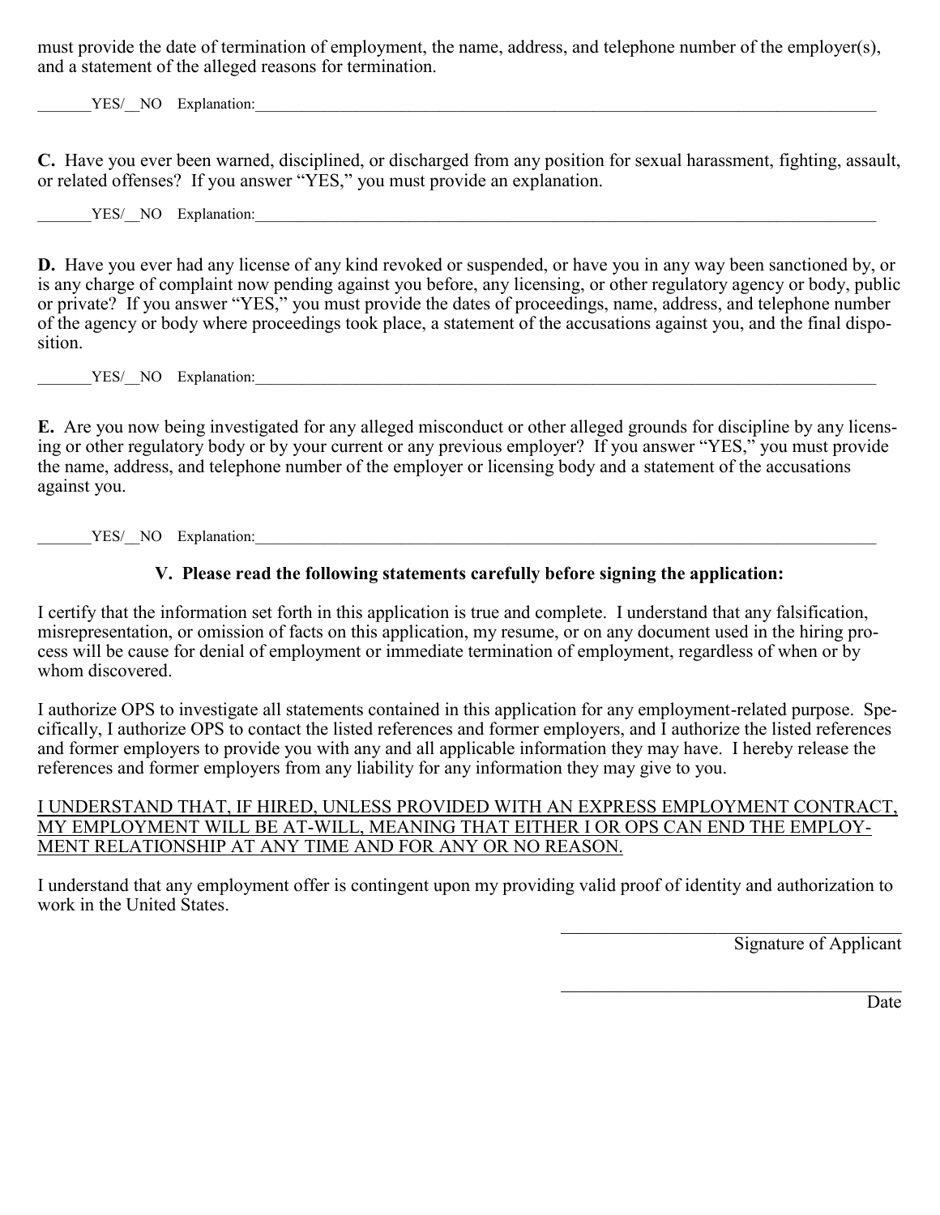must provide the date of termination of employment, the name, address, and telephone number of the employer(s), and a statement of the alleged reasons for termination.

_______YES/__NO Explanation:_______________________________________________________________________________

**C.** Have you ever been warned, disciplined, or discharged from any position for sexual harassment, fighting, assault, or related offenses? If you answer "YES," you must provide an explanation.

_______YES/__NO Explanation:_______________________________________________________________________________

**D.** Have you ever had any license of any kind revoked or suspended, or have you in any way been sanctioned by, or is any charge of complaint now pending against you before, any licensing, or other regulatory agency or body, public or private? If you answer "YES," you must provide the dates of proceedings, name, address, and telephone number of the agency or body where proceedings took place, a statement of the accusations against you, and the final disposition.

_______YES/__NO Explanation:_______________________________________________________________________________

**E.** Are you now being investigated for any alleged misconduct or other alleged grounds for discipline by any licensing or other regulatory body or by your current or any previous employer? If you answer "YES," you must provide the name, address, and telephone number of the employer or licensing body and a statement of the accusations against you.

_______YES/__NO Explanation:_______________________________________________________________________________

### V. Please read the following statements carefully before signing the application:

I certify that the information set forth in this application is true and complete. I understand that any falsification, misrepresentation, or omission of facts on this application, my resume, or on any document used in the hiring process will be cause for denial of employment or immediate termination of employment, regardless of when or by whom discovered.

I authorize OPS to investigate all statements contained in this application for any employment-related purpose. Specifically, I authorize OPS to contact the listed references and former employers, and I authorize the listed references and former employers to provide you with any and all applicable information they may have. I hereby release the references and former employers from any liability for any information they may give to you.

<u>I UNDERSTAND THAT, IF HIRED, UNLESS PROVIDED WITH AN EXPRESS EMPLOYMENT CONTRACT, MY EMPLOYMENT WILL BE AT-WILL, MEANING THAT EITHER I OR OPS CAN END THE EMPLOYMENT RELATIONSHIP AT ANY TIME AND FOR ANY OR NO REASON.</u>

I understand that any employment offer is contingent upon my providing valid proof of identity and authorization to work in the United States.

_______________________________________
Signature of Applicant

_______________________________________
Date